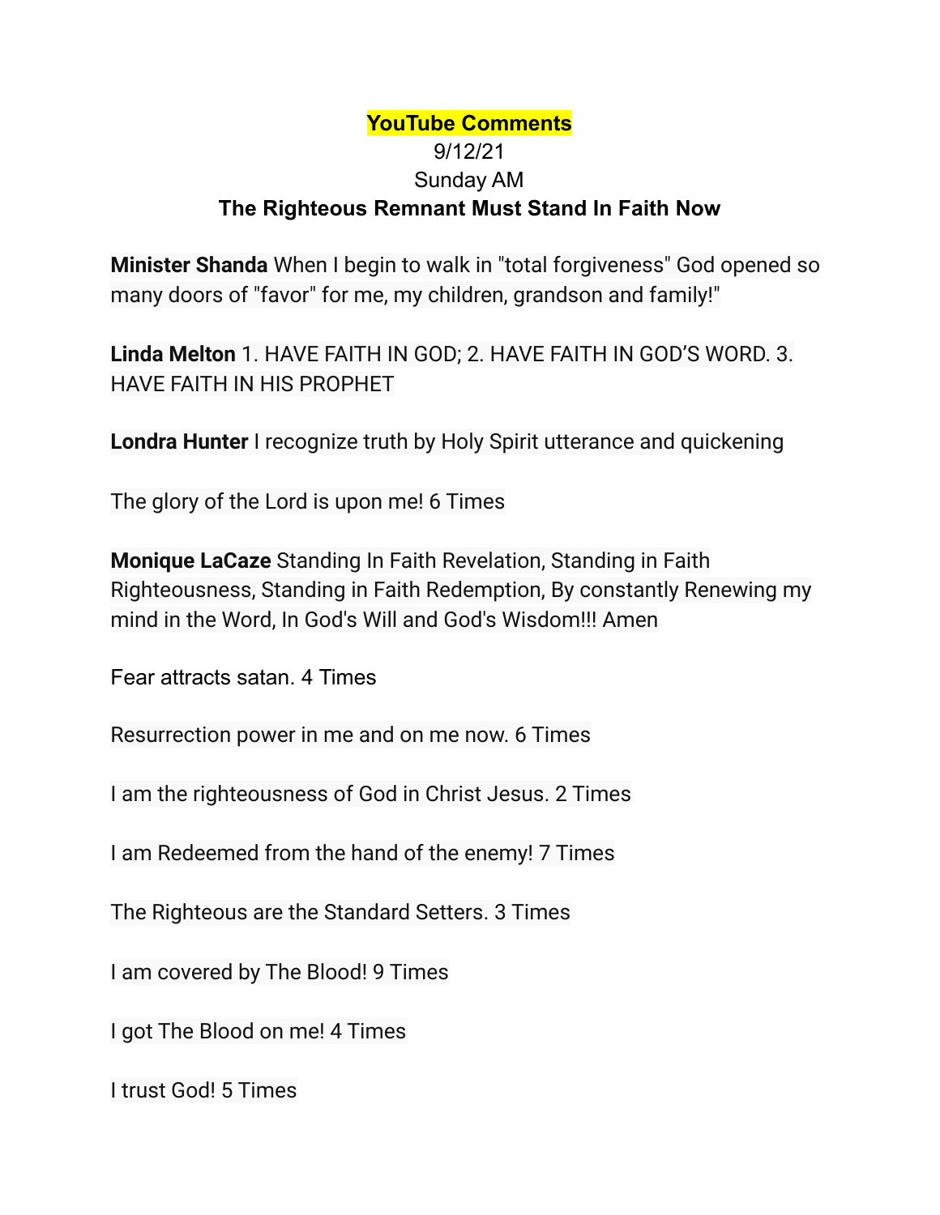**YouTube Comments**

9/12/21

Sunday AM

**The Righteous Remnant Must Stand In Faith Now**

**Minister Shanda** When I begin to walk in "total forgiveness" God opened so many doors of "favor" for me, my children, grandson and family!"

**Linda Melton** 1. HAVE FAITH IN GOD; 2. HAVE FAITH IN GOD'S WORD. 3. HAVE FAITH IN HIS PROPHET

**Londra Hunter** I recognize truth by Holy Spirit utterance and quickening

The glory of the Lord is upon me! 6 Times

**Monique LaCaze** Standing In Faith Revelation, Standing in Faith Righteousness, Standing in Faith Redemption, By constantly Renewing my mind in the Word, In God's Will and God's Wisdom!!! Amen

Fear attracts satan. 4 Times

Resurrection power in me and on me now. 6 Times

I am the righteousness of God in Christ Jesus. 2 Times

I am Redeemed from the hand of the enemy! 7 Times

The Righteous are the Standard Setters. 3 Times

I am covered by The Blood! 9 Times

I got The Blood on me! 4 Times

I trust God! 5 Times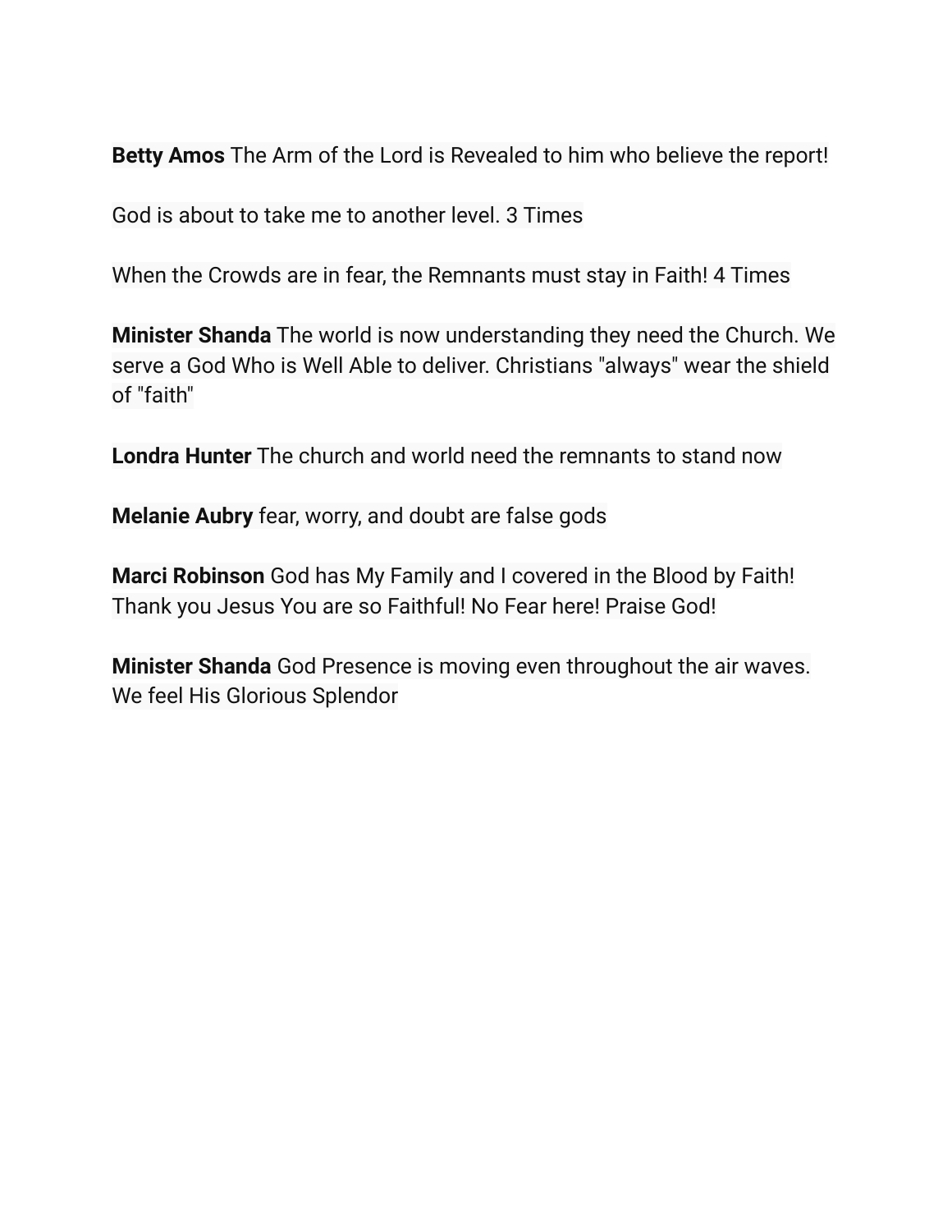**Betty Amos** The Arm of the Lord is Revealed to him who believe the report!

God is about to take me to another level. 3 Times

When the Crowds are in fear, the Remnants must stay in Faith! 4 Times

**Minister Shanda** The world is now understanding they need the Church. We serve a God Who is Well Able to deliver. Christians "always" wear the shield of "faith"

**Londra Hunter** The church and world need the remnants to stand now

**Melanie Aubry** fear, worry, and doubt are false gods

**Marci Robinson** God has My Family and I covered in the Blood by Faith! Thank you Jesus You are so Faithful! No Fear here! Praise God!

**Minister Shanda** God Presence is moving even throughout the air waves. We feel His Glorious Splendor